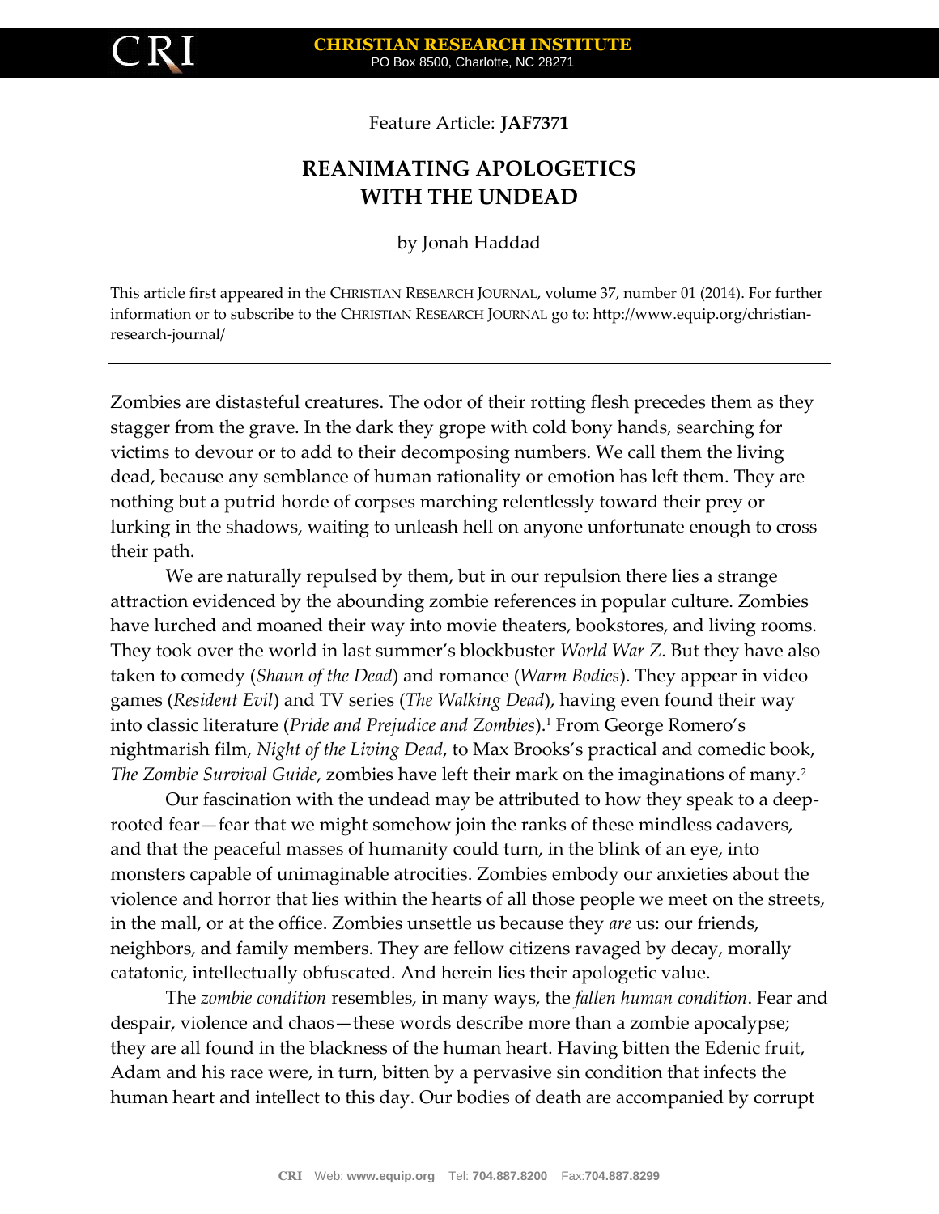Feature Article: **JAF7371**

# REANIMATING APOLOGETICS WITH THE UNDEAD

by Jonah Haddad

This article first appeared in the CHRISTIAN RESEARCH JOURNAL, volume 37, number 01 (2014). For further information or to subscribe to the CHRISTIAN RESEARCH JOURNAL go to: http://www.equip.org/christian-research-journal/

---

Zombies are distasteful creatures. The odor of their rotting flesh precedes them as they stagger from the grave. In the dark they grope with cold bony hands, searching for victims to devour or to add to their decomposing numbers. We call them the living dead, because any semblance of human rationality or emotion has left them. They are nothing but a putrid horde of corpses marching relentlessly toward their prey or lurking in the shadows, waiting to unleash hell on anyone unfortunate enough to cross their path.

We are naturally repulsed by them, but in our repulsion there lies a strange attraction evidenced by the abounding zombie references in popular culture. Zombies have lurched and moaned their way into movie theaters, bookstores, and living rooms. They took over the world in last summer's blockbuster *World War Z*. But they have also taken to comedy (*Shaun of the Dead*) and romance (*Warm Bodies*). They appear in video games (*Resident Evil*) and TV series (*The Walking Dead*), having even found their way into classic literature (*Pride and Prejudice and Zombies*).[1] From George Romero's nightmarish film, *Night of the Living Dead*, to Max Brooks's practical and comedic book, *The Zombie Survival Guide*, zombies have left their mark on the imaginations of many.[2]

Our fascination with the undead may be attributed to how they speak to a deep-rooted fear—fear that we might somehow join the ranks of these mindless cadavers, and that the peaceful masses of humanity could turn, in the blink of an eye, into monsters capable of unimaginable atrocities. Zombies embody our anxieties about the violence and horror that lies within the hearts of all those people we meet on the streets, in the mall, or at the office. Zombies unsettle us because they *are* us: our friends, neighbors, and family members. They are fellow citizens ravaged by decay, morally catatonic, intellectually obfuscated. And herein lies their apologetic value.

The *zombie condition* resembles, in many ways, the *fallen human condition*. Fear and despair, violence and chaos—these words describe more than a zombie apocalypse; they are all found in the blackness of the human heart. Having bitten the Edenic fruit, Adam and his race were, in turn, bitten by a pervasive sin condition that infects the human heart and intellect to this day. Our bodies of death are accompanied by corrupt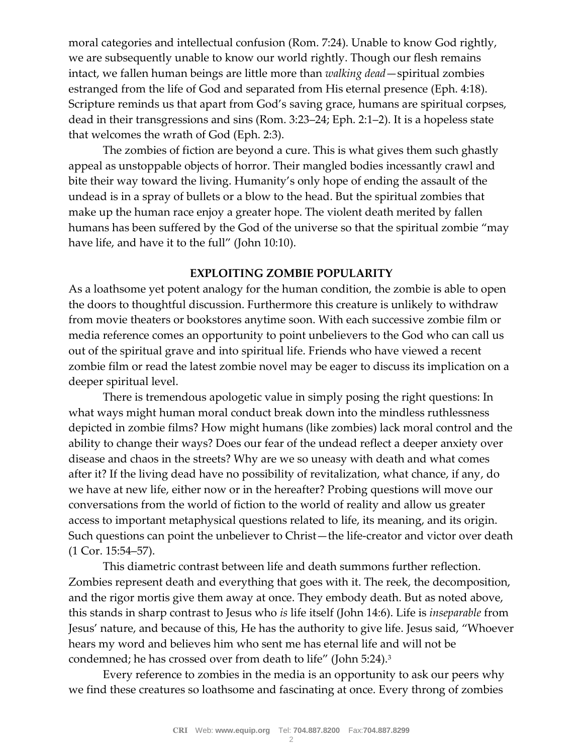moral categories and intellectual confusion (Rom. 7:24). Unable to know God rightly, we are subsequently unable to know our world rightly. Though our flesh remains intact, we fallen human beings are little more than *walking dead*—spiritual zombies estranged from the life of God and separated from His eternal presence (Eph. 4:18). Scripture reminds us that apart from God's saving grace, humans are spiritual corpses, dead in their transgressions and sins (Rom. 3:23–24; Eph. 2:1–2). It is a hopeless state that welcomes the wrath of God (Eph. 2:3).

The zombies of fiction are beyond a cure. This is what gives them such ghastly appeal as unstoppable objects of horror. Their mangled bodies incessantly crawl and bite their way toward the living. Humanity's only hope of ending the assault of the undead is in a spray of bullets or a blow to the head. But the spiritual zombies that make up the human race enjoy a greater hope. The violent death merited by fallen humans has been suffered by the God of the universe so that the spiritual zombie "may have life, and have it to the full" (John 10:10).

**EXPLOITING ZOMBIE POPULARITY**

As a loathsome yet potent analogy for the human condition, the zombie is able to open the doors to thoughtful discussion. Furthermore this creature is unlikely to withdraw from movie theaters or bookstores anytime soon. With each successive zombie film or media reference comes an opportunity to point unbelievers to the God who can call us out of the spiritual grave and into spiritual life. Friends who have viewed a recent zombie film or read the latest zombie novel may be eager to discuss its implication on a deeper spiritual level.

There is tremendous apologetic value in simply posing the right questions: In what ways might human moral conduct break down into the mindless ruthlessness depicted in zombie films? How might humans (like zombies) lack moral control and the ability to change their ways? Does our fear of the undead reflect a deeper anxiety over disease and chaos in the streets? Why are we so uneasy with death and what comes after it? If the living dead have no possibility of revitalization, what chance, if any, do we have at new life, either now or in the hereafter? Probing questions will move our conversations from the world of fiction to the world of reality and allow us greater access to important metaphysical questions related to life, its meaning, and its origin. Such questions can point the unbeliever to Christ—the life-creator and victor over death (1 Cor. 15:54–57).

This diametric contrast between life and death summons further reflection. Zombies represent death and everything that goes with it. The reek, the decomposition, and the rigor mortis give them away at once. They embody death. But as noted above, this stands in sharp contrast to Jesus who *is* life itself (John 14:6). Life is *inseparable* from Jesus' nature, and because of this, He has the authority to give life. Jesus said, "Whoever hears my word and believes him who sent me has eternal life and will not be condemned; he has crossed over from death to life" (John 5:24).[3]

Every reference to zombies in the media is an opportunity to ask our peers why we find these creatures so loathsome and fascinating at once. Every throng of zombies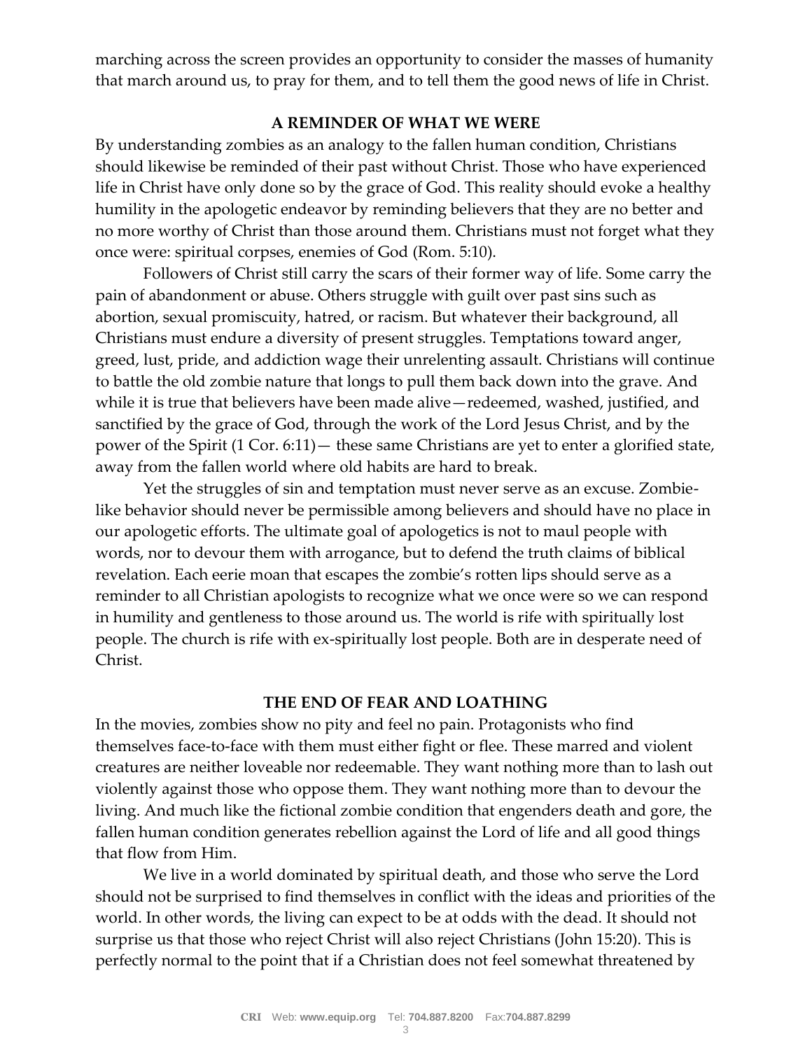marching across the screen provides an opportunity to consider the masses of humanity that march around us, to pray for them, and to tell them the good news of life in Christ.

## A REMINDER OF WHAT WE WERE

By understanding zombies as an analogy to the fallen human condition, Christians should likewise be reminded of their past without Christ. Those who have experienced life in Christ have only done so by the grace of God. This reality should evoke a healthy humility in the apologetic endeavor by reminding believers that they are no better and no more worthy of Christ than those around them. Christians must not forget what they once were: spiritual corpses, enemies of God (Rom. 5:10).

Followers of Christ still carry the scars of their former way of life. Some carry the pain of abandonment or abuse. Others struggle with guilt over past sins such as abortion, sexual promiscuity, hatred, or racism. But whatever their background, all Christians must endure a diversity of present struggles. Temptations toward anger, greed, lust, pride, and addiction wage their unrelenting assault. Christians will continue to battle the old zombie nature that longs to pull them back down into the grave. And while it is true that believers have been made alive—redeemed, washed, justified, and sanctified by the grace of God, through the work of the Lord Jesus Christ, and by the power of the Spirit (1 Cor. 6:11)— these same Christians are yet to enter a glorified state, away from the fallen world where old habits are hard to break.

Yet the struggles of sin and temptation must never serve as an excuse. Zombie-like behavior should never be permissible among believers and should have no place in our apologetic efforts. The ultimate goal of apologetics is not to maul people with words, nor to devour them with arrogance, but to defend the truth claims of biblical revelation. Each eerie moan that escapes the zombie's rotten lips should serve as a reminder to all Christian apologists to recognize what we once were so we can respond in humility and gentleness to those around us. The world is rife with spiritually lost people. The church is rife with ex-spiritually lost people. Both are in desperate need of Christ.

## THE END OF FEAR AND LOATHING

In the movies, zombies show no pity and feel no pain. Protagonists who find themselves face-to-face with them must either fight or flee. These marred and violent creatures are neither loveable nor redeemable. They want nothing more than to lash out violently against those who oppose them. They want nothing more than to devour the living. And much like the fictional zombie condition that engenders death and gore, the fallen human condition generates rebellion against the Lord of life and all good things that flow from Him.

We live in a world dominated by spiritual death, and those who serve the Lord should not be surprised to find themselves in conflict with the ideas and priorities of the world. In other words, the living can expect to be at odds with the dead. It should not surprise us that those who reject Christ will also reject Christians (John 15:20). This is perfectly normal to the point that if a Christian does not feel somewhat threatened by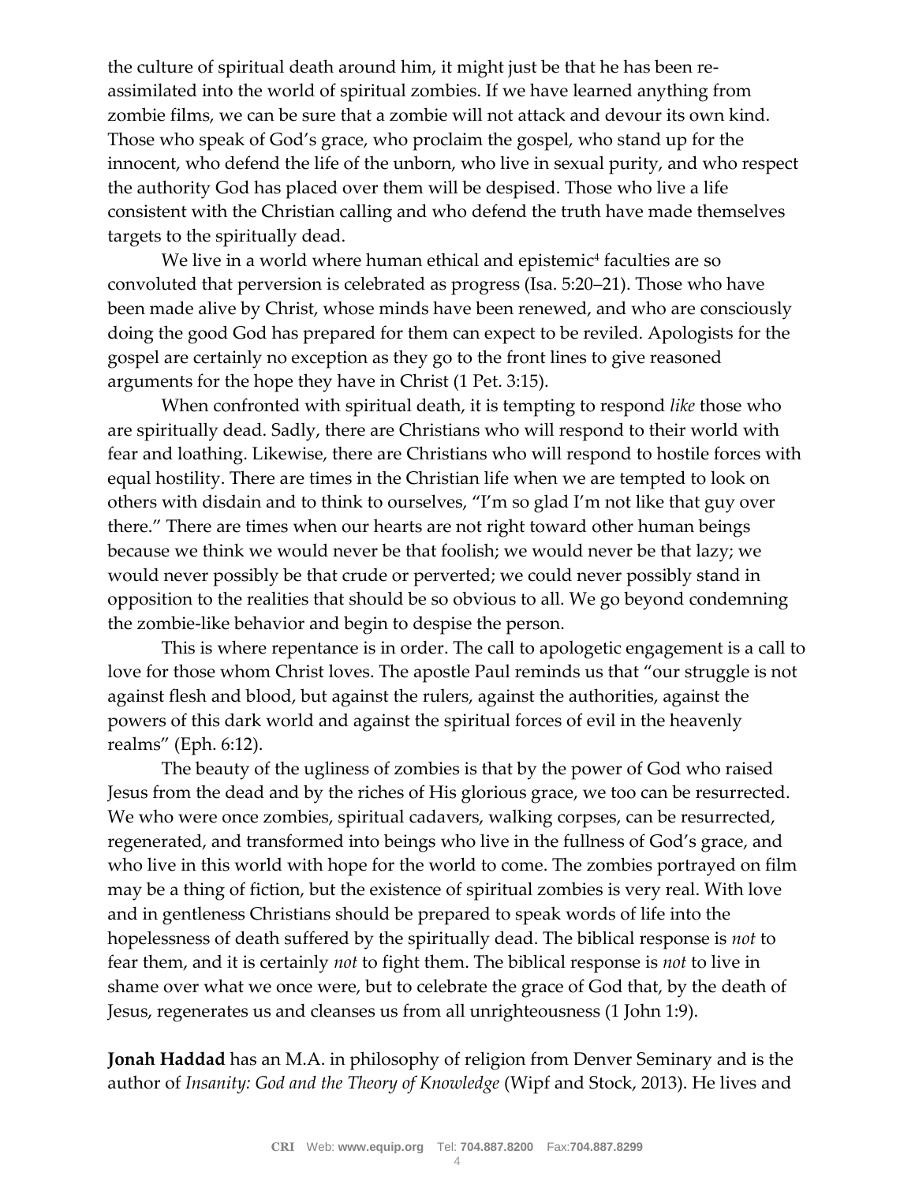the culture of spiritual death around him, it might just be that he has been re-assimilated into the world of spiritual zombies. If we have learned anything from zombie films, we can be sure that a zombie will not attack and devour its own kind. Those who speak of God's grace, who proclaim the gospel, who stand up for the innocent, who defend the life of the unborn, who live in sexual purity, and who respect the authority God has placed over them will be despised. Those who live a life consistent with the Christian calling and who defend the truth have made themselves targets to the spiritually dead.

We live in a world where human ethical and epistemic[4] faculties are so convoluted that perversion is celebrated as progress (Isa. 5:20–21). Those who have been made alive by Christ, whose minds have been renewed, and who are consciously doing the good God has prepared for them can expect to be reviled. Apologists for the gospel are certainly no exception as they go to the front lines to give reasoned arguments for the hope they have in Christ (1 Pet. 3:15).

When confronted with spiritual death, it is tempting to respond *like* those who are spiritually dead. Sadly, there are Christians who will respond to their world with fear and loathing. Likewise, there are Christians who will respond to hostile forces with equal hostility. There are times in the Christian life when we are tempted to look on others with disdain and to think to ourselves, "I'm so glad I'm not like that guy over there." There are times when our hearts are not right toward other human beings because we think we would never be that foolish; we would never be that lazy; we would never possibly be that crude or perverted; we could never possibly stand in opposition to the realities that should be so obvious to all. We go beyond condemning the zombie-like behavior and begin to despise the person.

This is where repentance is in order. The call to apologetic engagement is a call to love for those whom Christ loves. The apostle Paul reminds us that "our struggle is not against flesh and blood, but against the rulers, against the authorities, against the powers of this dark world and against the spiritual forces of evil in the heavenly realms" (Eph. 6:12).

The beauty of the ugliness of zombies is that by the power of God who raised Jesus from the dead and by the riches of His glorious grace, we too can be resurrected. We who were once zombies, spiritual cadavers, walking corpses, can be resurrected, regenerated, and transformed into beings who live in the fullness of God's grace, and who live in this world with hope for the world to come. The zombies portrayed on film may be a thing of fiction, but the existence of spiritual zombies is very real. With love and in gentleness Christians should be prepared to speak words of life into the hopelessness of death suffered by the spiritually dead. The biblical response is *not* to fear them, and it is certainly *not* to fight them. The biblical response is *not* to live in shame over what we once were, but to celebrate the grace of God that, by the death of Jesus, regenerates us and cleanses us from all unrighteousness (1 John 1:9).

**Jonah Haddad** has an M.A. in philosophy of religion from Denver Seminary and is the author of *Insanity: God and the Theory of Knowledge* (Wipf and Stock, 2013). He lives and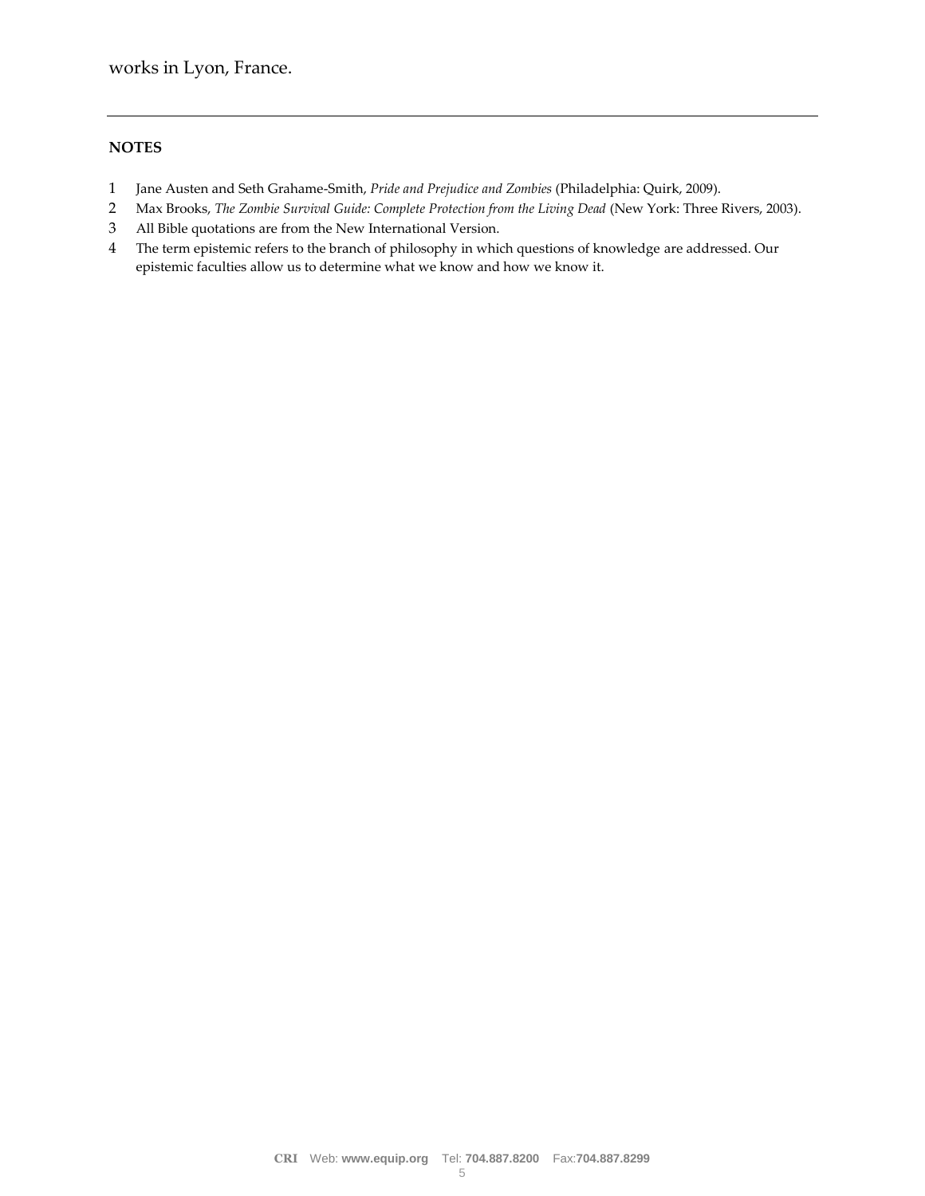works in Lyon, France.

---

**NOTES**

1. Jane Austen and Seth Grahame-Smith, *Pride and Prejudice and Zombies* (Philadelphia: Quirk, 2009).
2. Max Brooks, *The Zombie Survival Guide: Complete Protection from the Living Dead* (New York: Three Rivers, 2003).
3. All Bible quotations are from the New International Version.
4. The term epistemic refers to the branch of philosophy in which questions of knowledge are addressed. Our epistemic faculties allow us to determine what we know and how we know it.